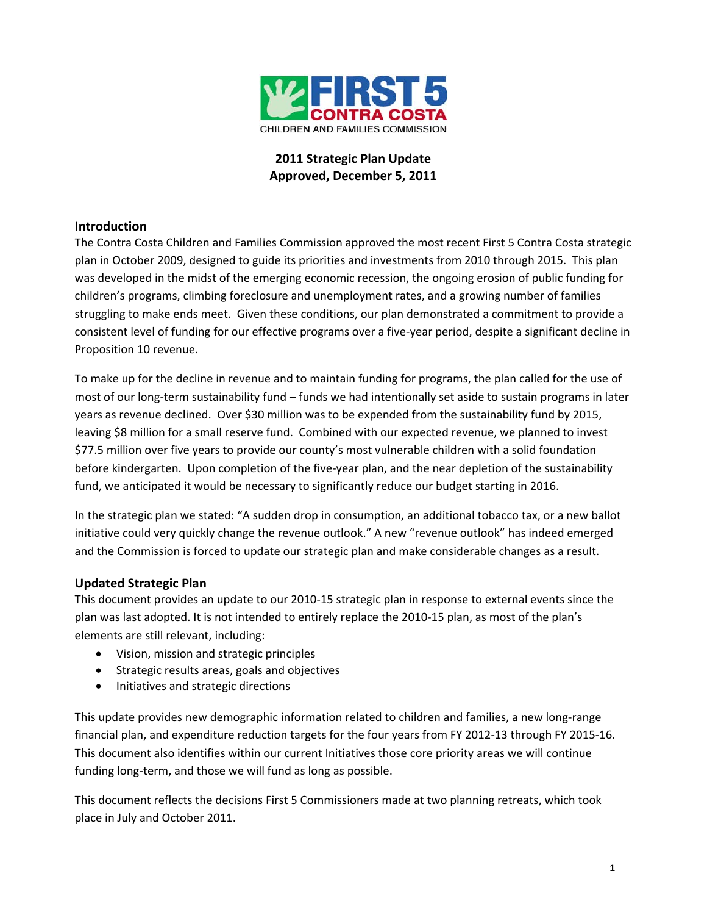FIRST 5 CONTRA COSTA
CHILDREN AND FAMILIES COMMISSION

**2011 Strategic Plan Update**
**Approved, December 5, 2011**

## Introduction

The Contra Costa Children and Families Commission approved the most recent First 5 Contra Costa strategic plan in October 2009, designed to guide its priorities and investments from 2010 through 2015. This plan was developed in the midst of the emerging economic recession, the ongoing erosion of public funding for children's programs, climbing foreclosure and unemployment rates, and a growing number of families struggling to make ends meet. Given these conditions, our plan demonstrated a commitment to provide a consistent level of funding for our effective programs over a five-year period, despite a significant decline in Proposition 10 revenue.

To make up for the decline in revenue and to maintain funding for programs, the plan called for the use of most of our long-term sustainability fund – funds we had intentionally set aside to sustain programs in later years as revenue declined. Over $30 million was to be expended from the sustainability fund by 2015, leaving $8 million for a small reserve fund. Combined with our expected revenue, we planned to invest $77.5 million over five years to provide our county's most vulnerable children with a solid foundation before kindergarten. Upon completion of the five-year plan, and the near depletion of the sustainability fund, we anticipated it would be necessary to significantly reduce our budget starting in 2016.

In the strategic plan we stated: "A sudden drop in consumption, an additional tobacco tax, or a new ballot initiative could very quickly change the revenue outlook." A new "revenue outlook" has indeed emerged and the Commission is forced to update our strategic plan and make considerable changes as a result.

## Updated Strategic Plan

This document provides an update to our 2010-15 strategic plan in response to external events since the plan was last adopted. It is not intended to entirely replace the 2010-15 plan, as most of the plan's elements are still relevant, including:

- Vision, mission and strategic principles
- Strategic results areas, goals and objectives
- Initiatives and strategic directions

This update provides new demographic information related to children and families, a new long-range financial plan, and expenditure reduction targets for the four years from FY 2012-13 through FY 2015-16. This document also identifies within our current Initiatives those core priority areas we will continue funding long-term, and those we will fund as long as possible.

This document reflects the decisions First 5 Commissioners made at two planning retreats, which took place in July and October 2011.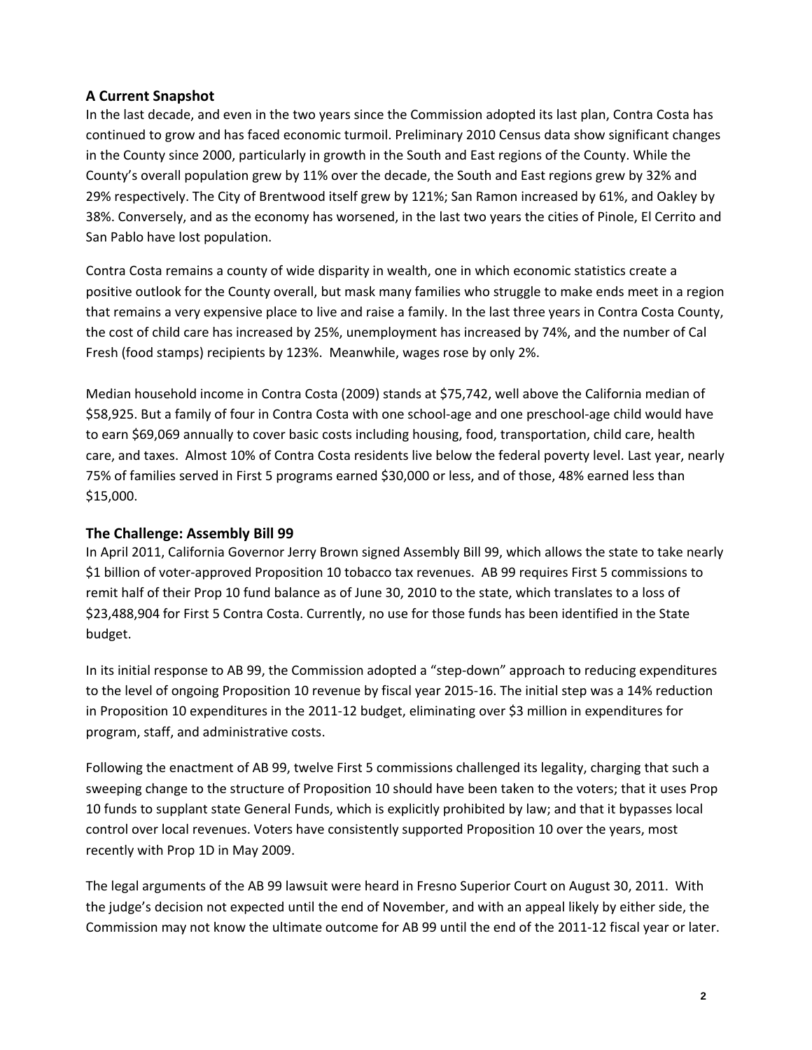## A Current Snapshot

In the last decade, and even in the two years since the Commission adopted its last plan, Contra Costa has continued to grow and has faced economic turmoil. Preliminary 2010 Census data show significant changes in the County since 2000, particularly in growth in the South and East regions of the County. While the County's overall population grew by 11% over the decade, the South and East regions grew by 32% and 29% respectively. The City of Brentwood itself grew by 121%; San Ramon increased by 61%, and Oakley by 38%. Conversely, and as the economy has worsened, in the last two years the cities of Pinole, El Cerrito and San Pablo have lost population.

Contra Costa remains a county of wide disparity in wealth, one in which economic statistics create a positive outlook for the County overall, but mask many families who struggle to make ends meet in a region that remains a very expensive place to live and raise a family. In the last three years in Contra Costa County, the cost of child care has increased by 25%, unemployment has increased by 74%, and the number of Cal Fresh (food stamps) recipients by 123%. Meanwhile, wages rose by only 2%.

Median household income in Contra Costa (2009) stands at $75,742, well above the California median of $58,925. But a family of four in Contra Costa with one school-age and one preschool-age child would have to earn $69,069 annually to cover basic costs including housing, food, transportation, child care, health care, and taxes. Almost 10% of Contra Costa residents live below the federal poverty level. Last year, nearly 75% of families served in First 5 programs earned $30,000 or less, and of those, 48% earned less than $15,000.

## The Challenge: Assembly Bill 99

In April 2011, California Governor Jerry Brown signed Assembly Bill 99, which allows the state to take nearly $1 billion of voter-approved Proposition 10 tobacco tax revenues. AB 99 requires First 5 commissions to remit half of their Prop 10 fund balance as of June 30, 2010 to the state, which translates to a loss of $23,488,904 for First 5 Contra Costa. Currently, no use for those funds has been identified in the State budget.

In its initial response to AB 99, the Commission adopted a "step-down" approach to reducing expenditures to the level of ongoing Proposition 10 revenue by fiscal year 2015-16. The initial step was a 14% reduction in Proposition 10 expenditures in the 2011-12 budget, eliminating over $3 million in expenditures for program, staff, and administrative costs.

Following the enactment of AB 99, twelve First 5 commissions challenged its legality, charging that such a sweeping change to the structure of Proposition 10 should have been taken to the voters; that it uses Prop 10 funds to supplant state General Funds, which is explicitly prohibited by law; and that it bypasses local control over local revenues. Voters have consistently supported Proposition 10 over the years, most recently with Prop 1D in May 2009.

The legal arguments of the AB 99 lawsuit were heard in Fresno Superior Court on August 30, 2011. With the judge's decision not expected until the end of November, and with an appeal likely by either side, the Commission may not know the ultimate outcome for AB 99 until the end of the 2011-12 fiscal year or later.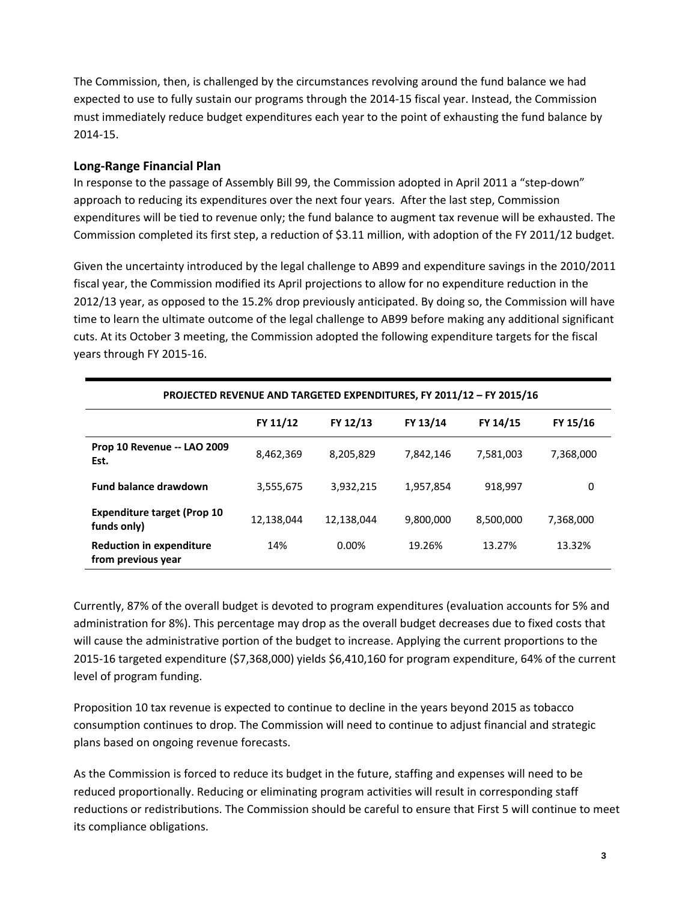The Commission, then, is challenged by the circumstances revolving around the fund balance we had expected to use to fully sustain our programs through the 2014-15 fiscal year. Instead, the Commission must immediately reduce budget expenditures each year to the point of exhausting the fund balance by 2014-15.

## Long-Range Financial Plan

In response to the passage of Assembly Bill 99, the Commission adopted in April 2011 a "step-down" approach to reducing its expenditures over the next four years. After the last step, Commission expenditures will be tied to revenue only; the fund balance to augment tax revenue will be exhausted. The Commission completed its first step, a reduction of $3.11 million, with adoption of the FY 2011/12 budget.

Given the uncertainty introduced by the legal challenge to AB99 and expenditure savings in the 2010/2011 fiscal year, the Commission modified its April projections to allow for no expenditure reduction in the 2012/13 year, as opposed to the 15.2% drop previously anticipated. By doing so, the Commission will have time to learn the ultimate outcome of the legal challenge to AB99 before making any additional significant cuts. At its October 3 meeting, the Commission adopted the following expenditure targets for the fiscal years through FY 2015-16.

**PROJECTED REVENUE AND TARGETED EXPENDITURES, FY 2011/12 – FY 2015/16**

| | FY 11/12 | FY 12/13 | FY 13/14 | FY 14/15 | FY 15/16 |
|---|---|---|---|---|---|
| **Prop 10 Revenue -- LAO 2009 Est.** | 8,462,369 | 8,205,829 | 7,842,146 | 7,581,003 | 7,368,000 |
| **Fund balance drawdown** | 3,555,675 | 3,932,215 | 1,957,854 | 918,997 | 0 |
| **Expenditure target (Prop 10 funds only)** | 12,138,044 | 12,138,044 | 9,800,000 | 8,500,000 | 7,368,000 |
| **Reduction in expenditure from previous year** | 14% | 0.00% | 19.26% | 13.27% | 13.32% |

Currently, 87% of the overall budget is devoted to program expenditures (evaluation accounts for 5% and administration for 8%). This percentage may drop as the overall budget decreases due to fixed costs that will cause the administrative portion of the budget to increase. Applying the current proportions to the 2015-16 targeted expenditure ($7,368,000) yields $6,410,160 for program expenditure, 64% of the current level of program funding.

Proposition 10 tax revenue is expected to continue to decline in the years beyond 2015 as tobacco consumption continues to drop. The Commission will need to continue to adjust financial and strategic plans based on ongoing revenue forecasts.

As the Commission is forced to reduce its budget in the future, staffing and expenses will need to be reduced proportionally. Reducing or eliminating program activities will result in corresponding staff reductions or redistributions. The Commission should be careful to ensure that First 5 will continue to meet its compliance obligations.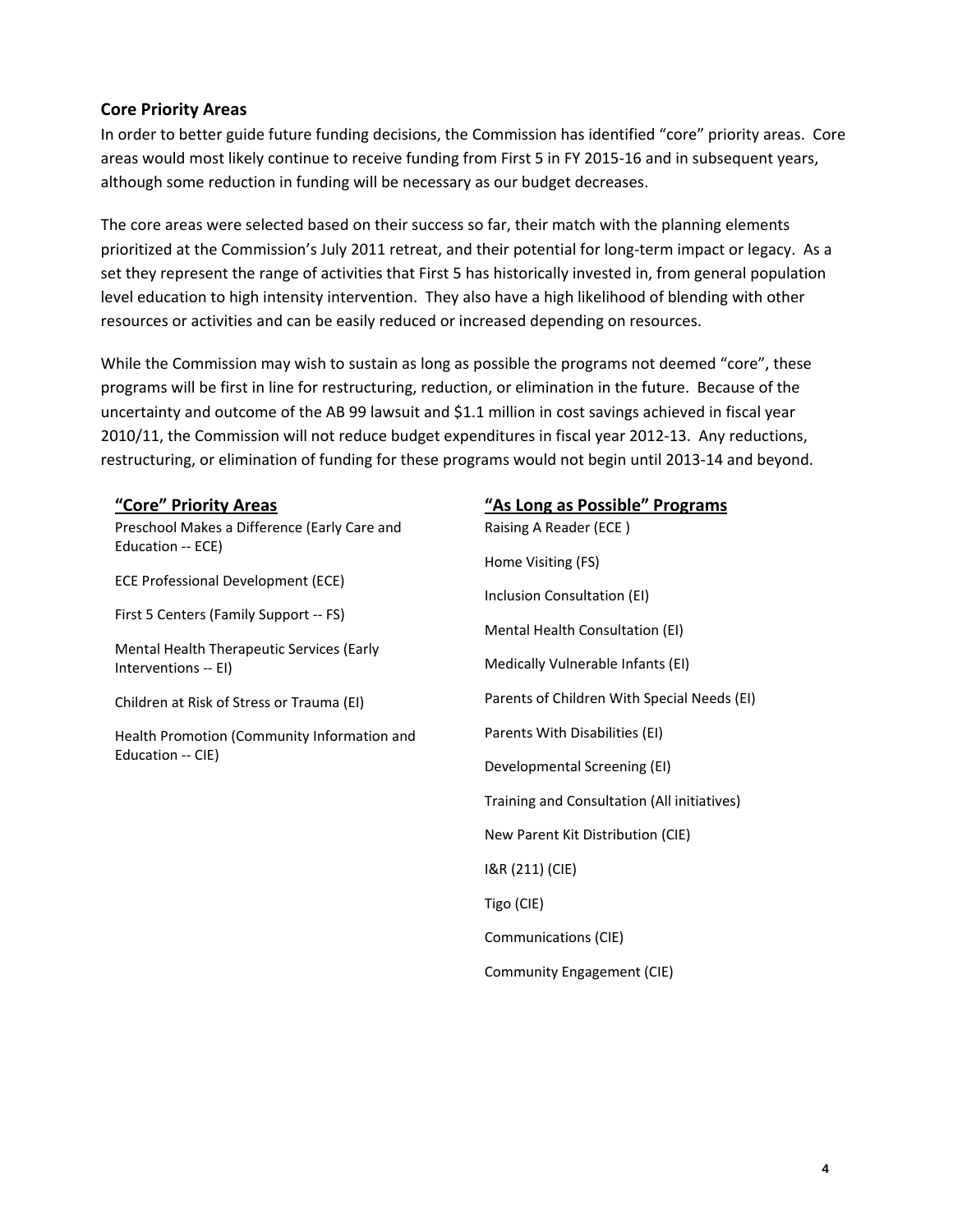## Core Priority Areas

In order to better guide future funding decisions, the Commission has identified "core" priority areas. Core areas would most likely continue to receive funding from First 5 in FY 2015-16 and in subsequent years, although some reduction in funding will be necessary as our budget decreases.

The core areas were selected based on their success so far, their match with the planning elements prioritized at the Commission's July 2011 retreat, and their potential for long-term impact or legacy. As a set they represent the range of activities that First 5 has historically invested in, from general population level education to high intensity intervention. They also have a high likelihood of blending with other resources or activities and can be easily reduced or increased depending on resources.

While the Commission may wish to sustain as long as possible the programs not deemed "core", these programs will be first in line for restructuring, reduction, or elimination in the future. Because of the uncertainty and outcome of the AB 99 lawsuit and $1.1 million in cost savings achieved in fiscal year 2010/11, the Commission will not reduce budget expenditures in fiscal year 2012-13. Any reductions, restructuring, or elimination of funding for these programs would not begin until 2013-14 and beyond.

### "Core" Priority Areas

Preschool Makes a Difference (Early Care and Education -- ECE)

ECE Professional Development (ECE)

First 5 Centers (Family Support -- FS)

Mental Health Therapeutic Services (Early Interventions -- EI)

Children at Risk of Stress or Trauma (EI)

Health Promotion (Community Information and Education -- CIE)

### "As Long as Possible" Programs

Raising A Reader (ECE )

Home Visiting (FS)

Inclusion Consultation (EI)

Mental Health Consultation (EI)

Medically Vulnerable Infants (EI)

Parents of Children With Special Needs (EI)

Parents With Disabilities (EI)

Developmental Screening (EI)

Training and Consultation (All initiatives)

New Parent Kit Distribution (CIE)

I&R (211) (CIE)

Tigo (CIE)

Communications (CIE)

Community Engagement (CIE)